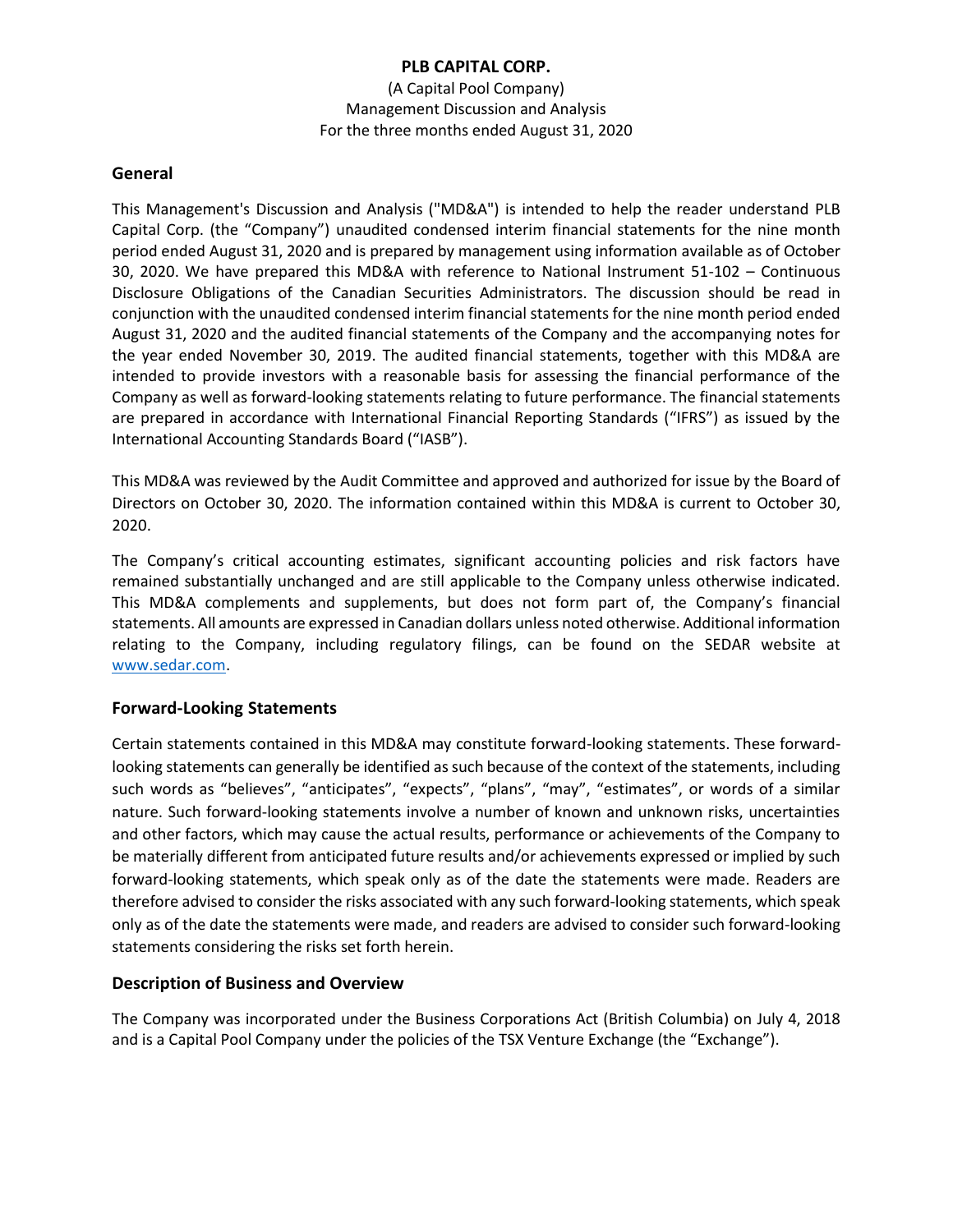# PLB CAPITAL CORP.

(A Capital Pool Company)
Management Discussion and Analysis
For the three months ended August 31, 2020

## General

This Management's Discussion and Analysis ("MD&A") is intended to help the reader understand PLB Capital Corp. (the "Company") unaudited condensed interim financial statements for the nine month period ended August 31, 2020 and is prepared by management using information available as of October 30, 2020. We have prepared this MD&A with reference to National Instrument 51-102 – Continuous Disclosure Obligations of the Canadian Securities Administrators. The discussion should be read in conjunction with the unaudited condensed interim financial statements for the nine month period ended August 31, 2020 and the audited financial statements of the Company and the accompanying notes for the year ended November 30, 2019. The audited financial statements, together with this MD&A are intended to provide investors with a reasonable basis for assessing the financial performance of the Company as well as forward-looking statements relating to future performance. The financial statements are prepared in accordance with International Financial Reporting Standards ("IFRS") as issued by the International Accounting Standards Board ("IASB").

This MD&A was reviewed by the Audit Committee and approved and authorized for issue by the Board of Directors on October 30, 2020. The information contained within this MD&A is current to October 30, 2020.

The Company's critical accounting estimates, significant accounting policies and risk factors have remained substantially unchanged and are still applicable to the Company unless otherwise indicated. This MD&A complements and supplements, but does not form part of, the Company's financial statements. All amounts are expressed in Canadian dollars unless noted otherwise. Additional information relating to the Company, including regulatory filings, can be found on the SEDAR website at www.sedar.com.

## Forward-Looking Statements

Certain statements contained in this MD&A may constitute forward-looking statements. These forward-looking statements can generally be identified as such because of the context of the statements, including such words as "believes", "anticipates", "expects", "plans", "may", "estimates", or words of a similar nature. Such forward-looking statements involve a number of known and unknown risks, uncertainties and other factors, which may cause the actual results, performance or achievements of the Company to be materially different from anticipated future results and/or achievements expressed or implied by such forward-looking statements, which speak only as of the date the statements were made. Readers are therefore advised to consider the risks associated with any such forward-looking statements, which speak only as of the date the statements were made, and readers are advised to consider such forward-looking statements considering the risks set forth herein.

## Description of Business and Overview

The Company was incorporated under the Business Corporations Act (British Columbia) on July 4, 2018 and is a Capital Pool Company under the policies of the TSX Venture Exchange (the "Exchange").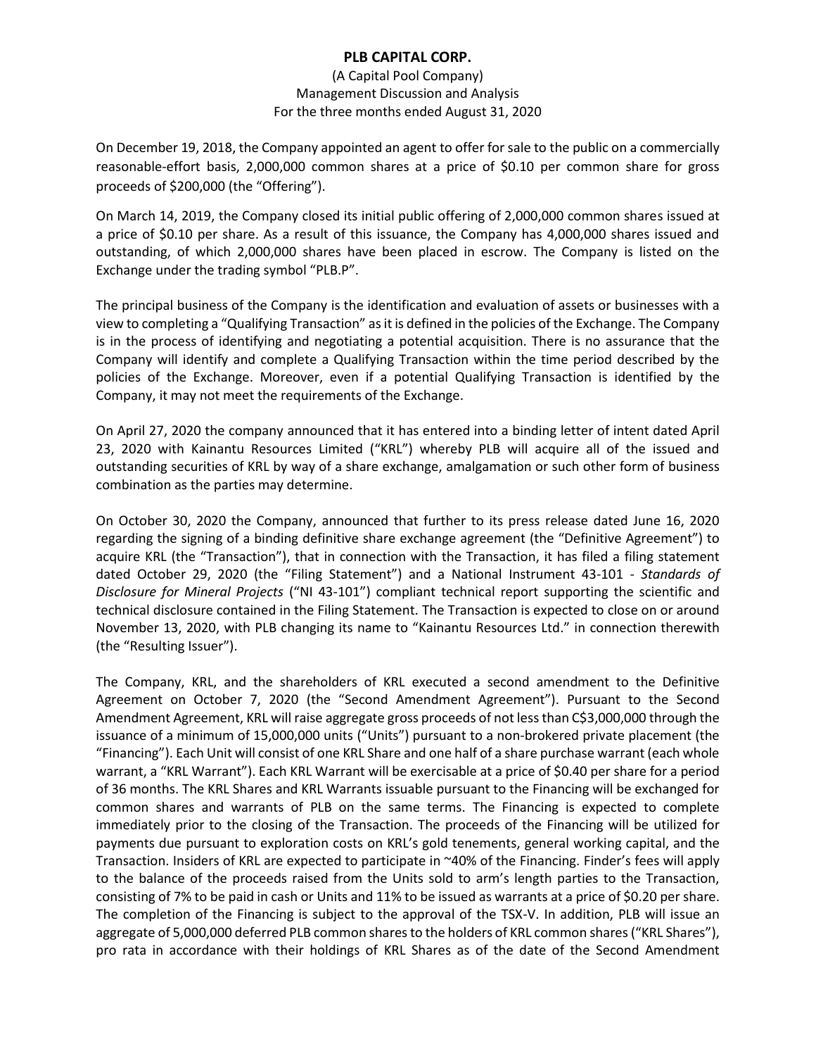On December 19, 2018, the Company appointed an agent to offer for sale to the public on a commercially reasonable-effort basis, 2,000,000 common shares at a price of $0.10 per common share for gross proceeds of $200,000 (the "Offering").

On March 14, 2019, the Company closed its initial public offering of 2,000,000 common shares issued at a price of $0.10 per share. As a result of this issuance, the Company has 4,000,000 shares issued and outstanding, of which 2,000,000 shares have been placed in escrow. The Company is listed on the Exchange under the trading symbol "PLB.P".

The principal business of the Company is the identification and evaluation of assets or businesses with a view to completing a "Qualifying Transaction" as it is defined in the policies of the Exchange. The Company is in the process of identifying and negotiating a potential acquisition. There is no assurance that the Company will identify and complete a Qualifying Transaction within the time period described by the policies of the Exchange. Moreover, even if a potential Qualifying Transaction is identified by the Company, it may not meet the requirements of the Exchange.

On April 27, 2020 the company announced that it has entered into a binding letter of intent dated April 23, 2020 with Kainantu Resources Limited ("KRL") whereby PLB will acquire all of the issued and outstanding securities of KRL by way of a share exchange, amalgamation or such other form of business combination as the parties may determine.

On October 30, 2020 the Company, announced that further to its press release dated June 16, 2020 regarding the signing of a binding definitive share exchange agreement (the "Definitive Agreement") to acquire KRL (the "Transaction"), that in connection with the Transaction, it has filed a filing statement dated October 29, 2020 (the "Filing Statement") and a National Instrument 43-101 - *Standards of Disclosure for Mineral Projects* ("NI 43-101") compliant technical report supporting the scientific and technical disclosure contained in the Filing Statement. The Transaction is expected to close on or around November 13, 2020, with PLB changing its name to "Kainantu Resources Ltd." in connection therewith (the "Resulting Issuer").

The Company, KRL, and the shareholders of KRL executed a second amendment to the Definitive Agreement on October 7, 2020 (the "Second Amendment Agreement"). Pursuant to the Second Amendment Agreement, KRL will raise aggregate gross proceeds of not less than C$3,000,000 through the issuance of a minimum of 15,000,000 units ("Units") pursuant to a non-brokered private placement (the "Financing"). Each Unit will consist of one KRL Share and one half of a share purchase warrant (each whole warrant, a "KRL Warrant"). Each KRL Warrant will be exercisable at a price of $0.40 per share for a period of 36 months. The KRL Shares and KRL Warrants issuable pursuant to the Financing will be exchanged for common shares and warrants of PLB on the same terms. The Financing is expected to complete immediately prior to the closing of the Transaction. The proceeds of the Financing will be utilized for payments due pursuant to exploration costs on KRL's gold tenements, general working capital, and the Transaction. Insiders of KRL are expected to participate in ~40% of the Financing. Finder's fees will apply to the balance of the proceeds raised from the Units sold to arm's length parties to the Transaction, consisting of 7% to be paid in cash or Units and 11% to be issued as warrants at a price of $0.20 per share. The completion of the Financing is subject to the approval of the TSX-V. In addition, PLB will issue an aggregate of 5,000,000 deferred PLB common shares to the holders of KRL common shares ("KRL Shares"), pro rata in accordance with their holdings of KRL Shares as of the date of the Second Amendment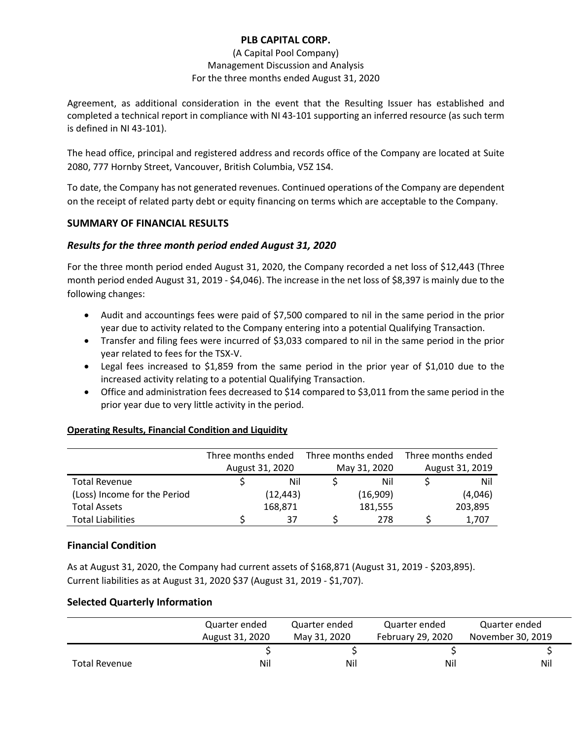Agreement, as additional consideration in the event that the Resulting Issuer has established and completed a technical report in compliance with NI 43-101 supporting an inferred resource (as such term is defined in NI 43-101).

The head office, principal and registered address and records office of the Company are located at Suite 2080, 777 Hornby Street, Vancouver, British Columbia, V5Z 1S4.

To date, the Company has not generated revenues. Continued operations of the Company are dependent on the receipt of related party debt or equity financing on terms which are acceptable to the Company.

## SUMMARY OF FINANCIAL RESULTS

### *Results for the three month period ended August 31, 2020*

For the three month period ended August 31, 2020, the Company recorded a net loss of $12,443 (Three month period ended August 31, 2019 - $4,046). The increase in the net loss of $8,397 is mainly due to the following changes:

- Audit and accountings fees were paid of $7,500 compared to nil in the same period in the prior year due to activity related to the Company entering into a potential Qualifying Transaction.
- Transfer and filing fees were incurred of $3,033 compared to nil in the same period in the prior year related to fees for the TSX-V.
- Legal fees increased to $1,859 from the same period in the prior year of $1,010 due to the increased activity relating to a potential Qualifying Transaction.
- Office and administration fees decreased to $14 compared to $3,011 from the same period in the prior year due to very little activity in the period.

**Operating Results, Financial Condition and Liquidity**

| | Three months ended August 31, 2020 | Three months ended May 31, 2020 | Three months ended August 31, 2019 |
|---|---|---|---|
| Total Revenue | $ Nil | $ Nil | $ Nil |
| (Loss) Income for the Period | (12,443) | (16,909) | (4,046) |
| Total Assets | 168,871 | 181,555 | 203,895 |
| Total Liabilities | $ 37 | $ 278 | $ 1,707 |

## Financial Condition

As at August 31, 2020, the Company had current assets of $168,871 (August 31, 2019 - $203,895). Current liabilities as at August 31, 2020 $37 (August 31, 2019 - $1,707).

## Selected Quarterly Information

| | Quarter ended August 31, 2020 | Quarter ended May 31, 2020 | Quarter ended February 29, 2020 | Quarter ended November 30, 2019 |
|---|---|---|---|---|
| | $ | $ | $ | $ |
| Total Revenue | Nil | Nil | Nil | Nil |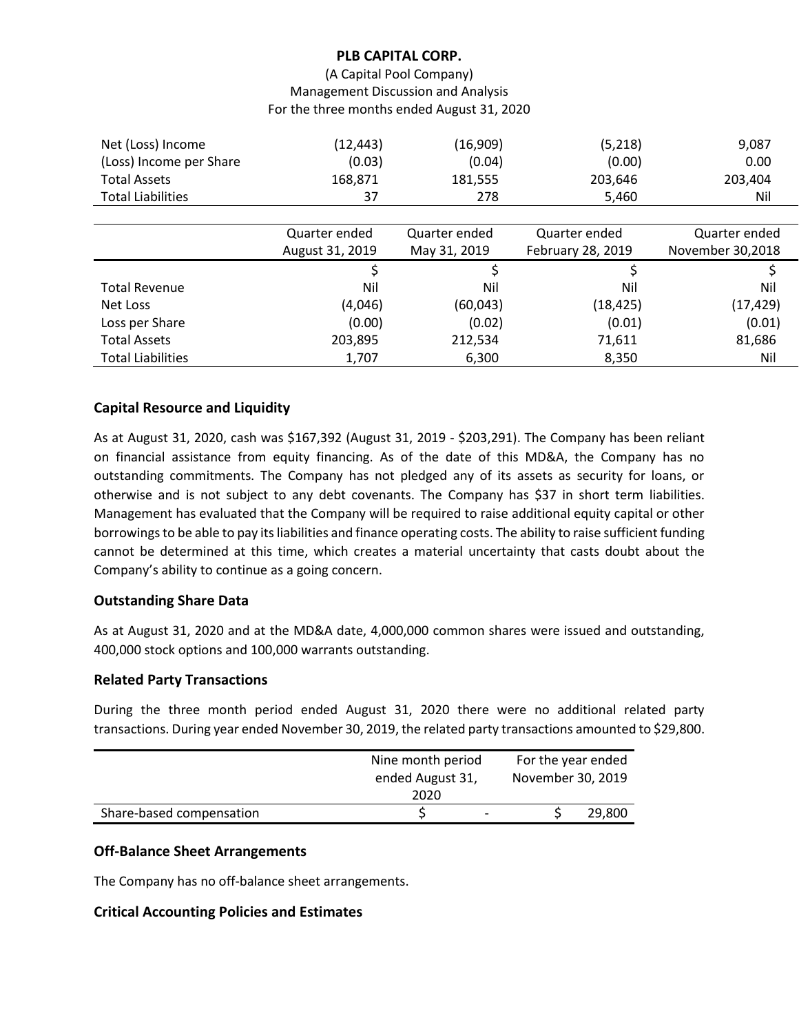**PLB CAPITAL CORP.**
(A Capital Pool Company)
Management Discussion and Analysis
For the three months ended August 31, 2020

| | | | | |
|---|---|---|---|---|
| Net (Loss) Income | (12,443) | (16,909) | (5,218) | 9,087 |
| (Loss) Income per Share | (0.03) | (0.04) | (0.00) | 0.00 |
| Total Assets | 168,871 | 181,555 | 203,646 | 203,404 |
| Total Liabilities | 37 | 278 | 5,460 | Nil |

| | Quarter ended August 31, 2019 | Quarter ended May 31, 2019 | Quarter ended February 28, 2019 | Quarter ended November 30,2018 |
|---|---|---|---|---|
| | $ | $ | $ | $ |
| Total Revenue | Nil | Nil | Nil | Nil |
| Net Loss | (4,046) | (60,043) | (18,425) | (17,429) |
| Loss per Share | (0.00) | (0.02) | (0.01) | (0.01) |
| Total Assets | 203,895 | 212,534 | 71,611 | 81,686 |
| Total Liabilities | 1,707 | 6,300 | 8,350 | Nil |

## Capital Resource and Liquidity

As at August 31, 2020, cash was $167,392 (August 31, 2019 - $203,291). The Company has been reliant on financial assistance from equity financing. As of the date of this MD&A, the Company has no outstanding commitments. The Company has not pledged any of its assets as security for loans, or otherwise and is not subject to any debt covenants. The Company has $37 in short term liabilities. Management has evaluated that the Company will be required to raise additional equity capital or other borrowings to be able to pay its liabilities and finance operating costs. The ability to raise sufficient funding cannot be determined at this time, which creates a material uncertainty that casts doubt about the Company's ability to continue as a going concern.

## Outstanding Share Data

As at August 31, 2020 and at the MD&A date, 4,000,000 common shares were issued and outstanding, 400,000 stock options and 100,000 warrants outstanding.

## Related Party Transactions

During the three month period ended August 31, 2020 there were no additional related party transactions. During year ended November 30, 2019, the related party transactions amounted to $29,800.

| | Nine month period ended August 31, 2020 | For the year ended November 30, 2019 |
|---|---|---|
| Share-based compensation | $ - | $ 29,800 |

## Off-Balance Sheet Arrangements

The Company has no off-balance sheet arrangements.

## Critical Accounting Policies and Estimates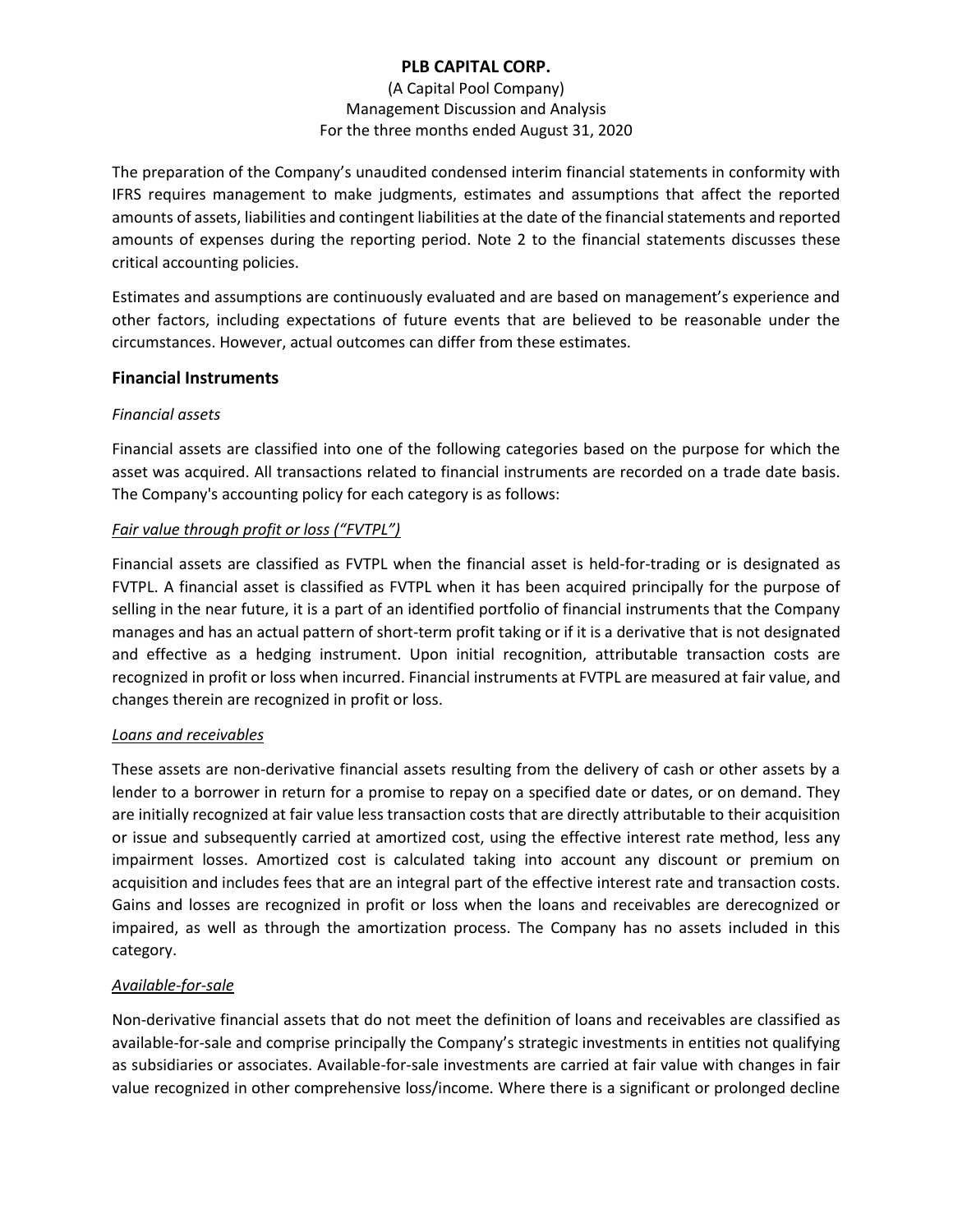The preparation of the Company's unaudited condensed interim financial statements in conformity with IFRS requires management to make judgments, estimates and assumptions that affect the reported amounts of assets, liabilities and contingent liabilities at the date of the financial statements and reported amounts of expenses during the reporting period. Note 2 to the financial statements discusses these critical accounting policies.

Estimates and assumptions are continuously evaluated and are based on management's experience and other factors, including expectations of future events that are believed to be reasonable under the circumstances. However, actual outcomes can differ from these estimates.

## Financial Instruments

*Financial assets*

Financial assets are classified into one of the following categories based on the purpose for which the asset was acquired. All transactions related to financial instruments are recorded on a trade date basis. The Company's accounting policy for each category is as follows:

*Fair value through profit or loss ("FVTPL")*

Financial assets are classified as FVTPL when the financial asset is held-for-trading or is designated as FVTPL. A financial asset is classified as FVTPL when it has been acquired principally for the purpose of selling in the near future, it is a part of an identified portfolio of financial instruments that the Company manages and has an actual pattern of short-term profit taking or if it is a derivative that is not designated and effective as a hedging instrument. Upon initial recognition, attributable transaction costs are recognized in profit or loss when incurred. Financial instruments at FVTPL are measured at fair value, and changes therein are recognized in profit or loss.

*Loans and receivables*

These assets are non-derivative financial assets resulting from the delivery of cash or other assets by a lender to a borrower in return for a promise to repay on a specified date or dates, or on demand. They are initially recognized at fair value less transaction costs that are directly attributable to their acquisition or issue and subsequently carried at amortized cost, using the effective interest rate method, less any impairment losses. Amortized cost is calculated taking into account any discount or premium on acquisition and includes fees that are an integral part of the effective interest rate and transaction costs. Gains and losses are recognized in profit or loss when the loans and receivables are derecognized or impaired, as well as through the amortization process. The Company has no assets included in this category.

*Available-for-sale*

Non-derivative financial assets that do not meet the definition of loans and receivables are classified as available-for-sale and comprise principally the Company's strategic investments in entities not qualifying as subsidiaries or associates. Available-for-sale investments are carried at fair value with changes in fair value recognized in other comprehensive loss/income. Where there is a significant or prolonged decline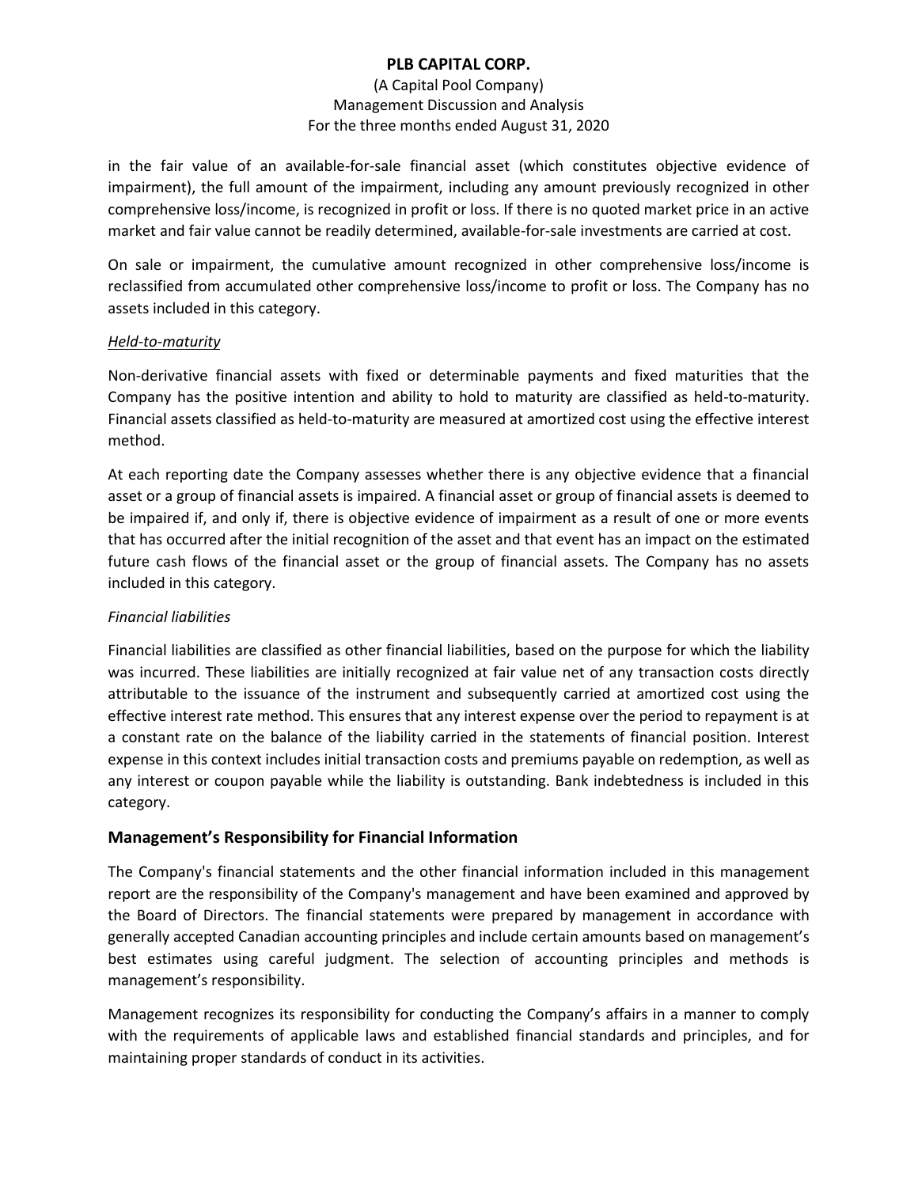in the fair value of an available-for-sale financial asset (which constitutes objective evidence of impairment), the full amount of the impairment, including any amount previously recognized in other comprehensive loss/income, is recognized in profit or loss. If there is no quoted market price in an active market and fair value cannot be readily determined, available-for-sale investments are carried at cost.

On sale or impairment, the cumulative amount recognized in other comprehensive loss/income is reclassified from accumulated other comprehensive loss/income to profit or loss. The Company has no assets included in this category.

*Held-to-maturity*

Non-derivative financial assets with fixed or determinable payments and fixed maturities that the Company has the positive intention and ability to hold to maturity are classified as held-to-maturity. Financial assets classified as held-to-maturity are measured at amortized cost using the effective interest method.

At each reporting date the Company assesses whether there is any objective evidence that a financial asset or a group of financial assets is impaired. A financial asset or group of financial assets is deemed to be impaired if, and only if, there is objective evidence of impairment as a result of one or more events that has occurred after the initial recognition of the asset and that event has an impact on the estimated future cash flows of the financial asset or the group of financial assets. The Company has no assets included in this category.

*Financial liabilities*

Financial liabilities are classified as other financial liabilities, based on the purpose for which the liability was incurred. These liabilities are initially recognized at fair value net of any transaction costs directly attributable to the issuance of the instrument and subsequently carried at amortized cost using the effective interest rate method. This ensures that any interest expense over the period to repayment is at a constant rate on the balance of the liability carried in the statements of financial position. Interest expense in this context includes initial transaction costs and premiums payable on redemption, as well as any interest or coupon payable while the liability is outstanding. Bank indebtedness is included in this category.

## Management's Responsibility for Financial Information

The Company's financial statements and the other financial information included in this management report are the responsibility of the Company's management and have been examined and approved by the Board of Directors. The financial statements were prepared by management in accordance with generally accepted Canadian accounting principles and include certain amounts based on management's best estimates using careful judgment. The selection of accounting principles and methods is management's responsibility.

Management recognizes its responsibility for conducting the Company's affairs in a manner to comply with the requirements of applicable laws and established financial standards and principles, and for maintaining proper standards of conduct in its activities.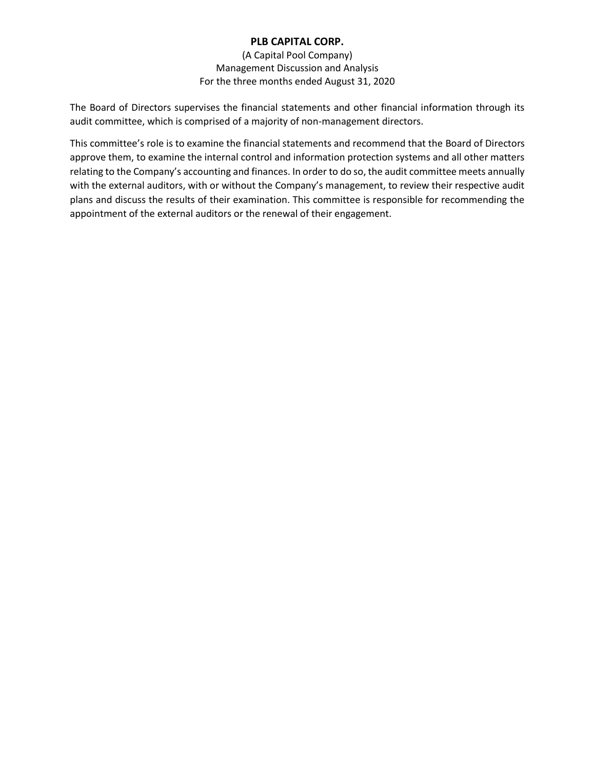The Board of Directors supervises the financial statements and other financial information through its audit committee, which is comprised of a majority of non-management directors.

This committee's role is to examine the financial statements and recommend that the Board of Directors approve them, to examine the internal control and information protection systems and all other matters relating to the Company's accounting and finances. In order to do so, the audit committee meets annually with the external auditors, with or without the Company's management, to review their respective audit plans and discuss the results of their examination. This committee is responsible for recommending the appointment of the external auditors or the renewal of their engagement.